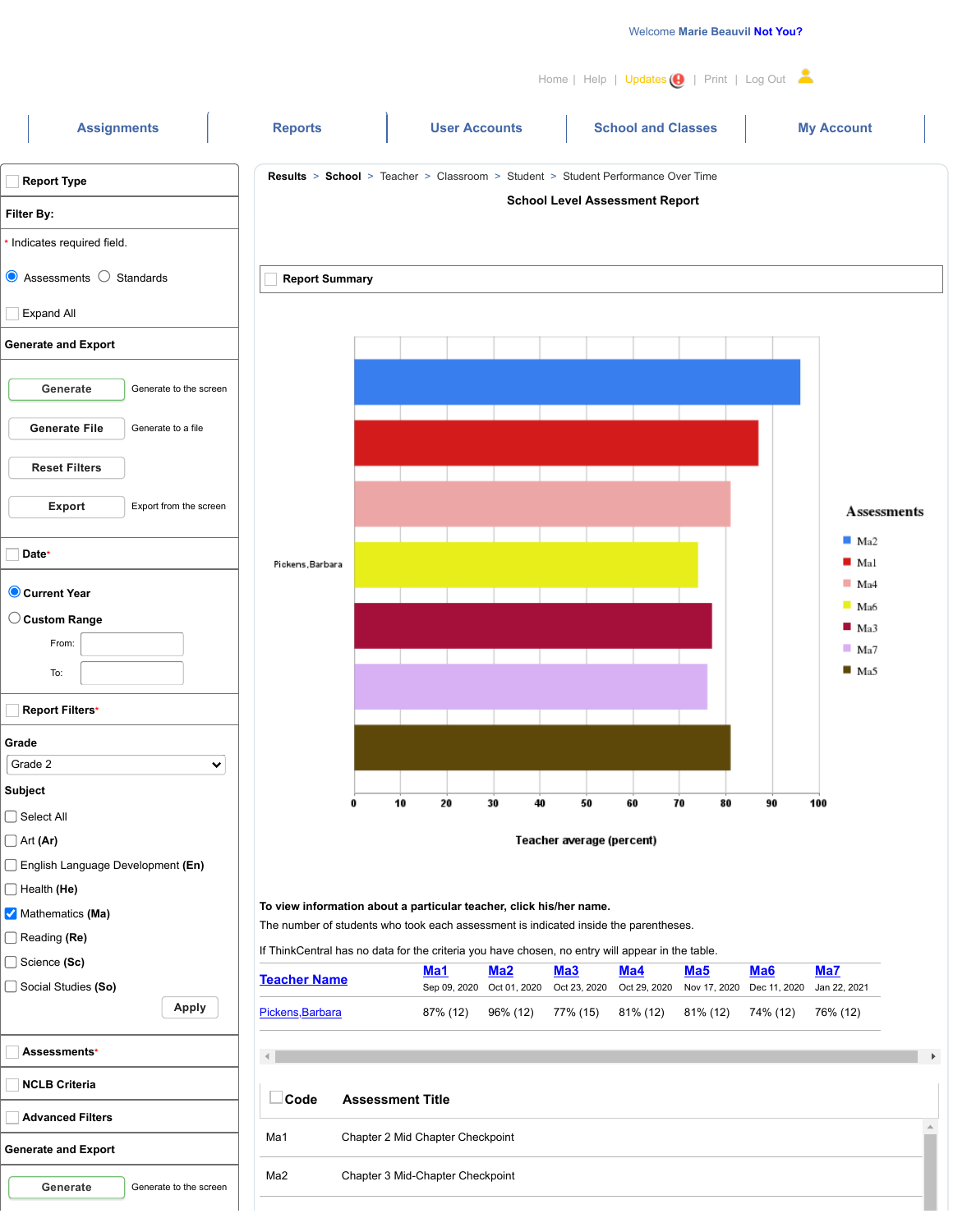Welcome **Marie Beauvil** **Not You?**

Home | Help | Updates | Print | Log Out

Assignments | Reports | User Accounts | School and Classes | My Account

**Report Type**

**Filter By:**

\* Indicates required field.

Assessments  Standards

Expand All

**Generate and Export**

**Generate** Generate to the screen

**Generate File** Generate to a file

**Reset Filters**

**Export** Export from the screen

**Date\***

**Current Year**

**Custom Range**

From:

To:

**Report Filters\***

**Grade**

Grade 2

**Subject**

- Select All
- Art **(Ar)**
- English Language Development **(En)**
- Health **(He)**
- Mathematics **(Ma)**
- Reading **(Re)**
- Science **(Sc)**
- Social Studies **(So)**

**Apply**

**Assessments\***

**NCLB Criteria**

**Advanced Filters**

**Generate and Export**

**Generate** Generate to the screen

**Results** > **School** > Teacher > Classroom > Student > Student Performance Over Time

**School Level Assessment Report**

**Report Summary**

Pickens,Barbara

Teacher average (percent)

0 10 20 30 40 50 60 70 80 90 100

**Assessments**

- Ma2
- Ma1
- Ma4
- Ma6
- Ma3
- Ma7
- Ma5

**To view information about a particular teacher, click his/her name.**

The number of students who took each assessment is indicated inside the parentheses.

If ThinkCentral has no data for the criteria you have chosen, no entry will appear in the table.

| Teacher Name | Ma1<br>Sep 09, 2020 | Ma2<br>Oct 01, 2020 | Ma3<br>Oct 23, 2020 | Ma4<br>Oct 29, 2020 | Ma5<br>Nov 17, 2020 | Ma6<br>Dec 11, 2020 | Ma7<br>Jan 22, 2021 |
|---|---|---|---|---|---|---|---|
| Pickens,Barbara | 87% (12) | 96% (12) | 77% (15) | 81% (12) | 81% (12) | 74% (12) | 76% (12) |

| Code | Assessment Title |
|---|---|
| Ma1 | Chapter 2 Mid Chapter Checkpoint |
| Ma2 | Chapter 3 Mid-Chapter Checkpoint |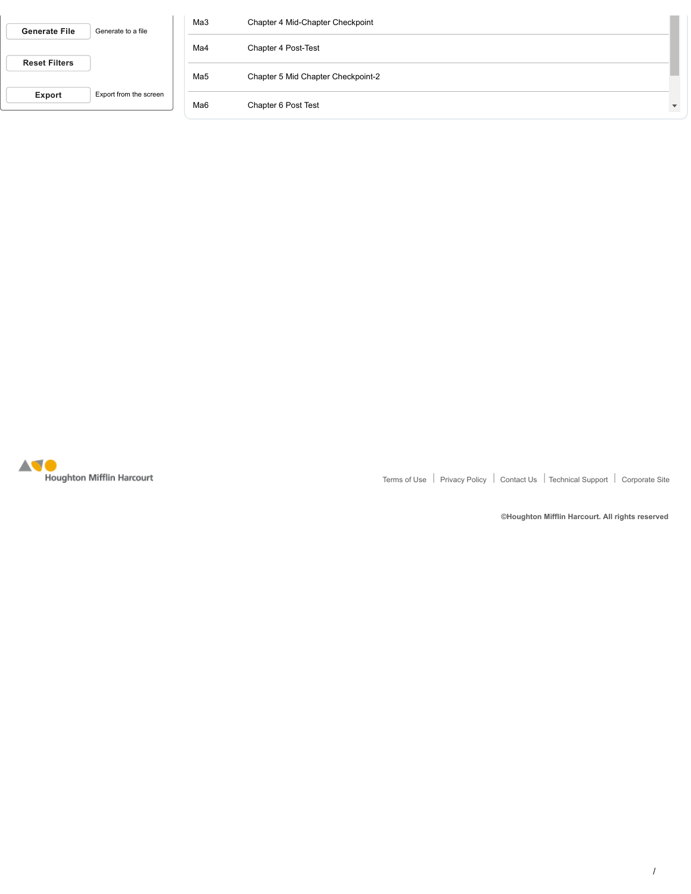Generate File Generate to a file

Reset Filters

Export Export from the screen

| | |
|---|---|
| Ma3 | Chapter 4 Mid-Chapter Checkpoint |
| Ma4 | Chapter 4 Post-Test |
| Ma5 | Chapter 5 Mid Chapter Checkpoint-2 |
| Ma6 | Chapter 6 Post Test |

Houghton Mifflin Harcourt

Terms of Use | Privacy Policy | Contact Us | Technical Support | Corporate Site

©Houghton Mifflin Harcourt. All rights reserved